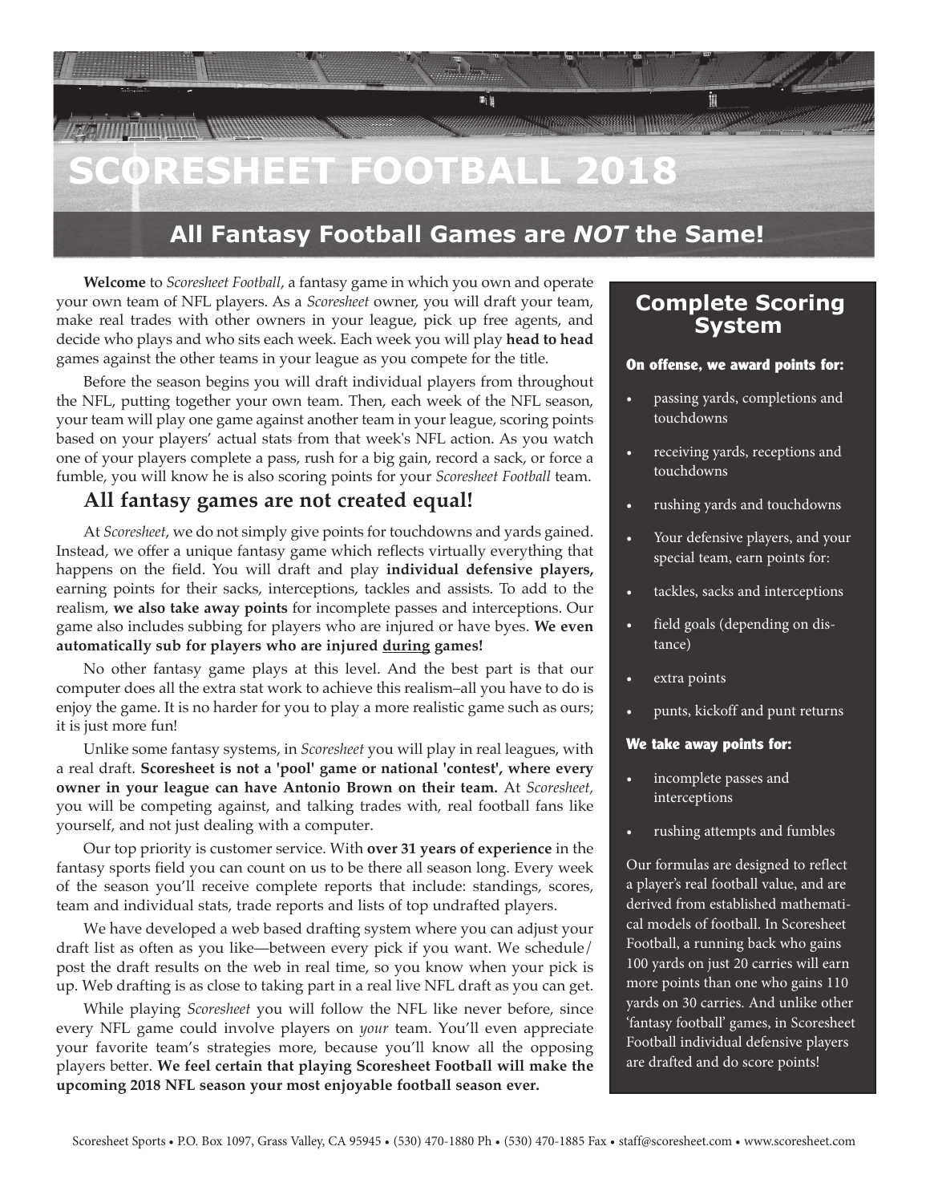# SCORESHEET FOOTBALL 2018

## All Fantasy Football Games are *NOT* the Same!

**Welcome** to *Scoresheet Football*, a fantasy game in which you own and operate your own team of NFL players. As a *Scoresheet* owner, you will draft your team, make real trades with other owners in your league, pick up free agents, and decide who plays and who sits each week. Each week you will play **head to head** games against the other teams in your league as you compete for the title.

Before the season begins you will draft individual players from throughout the NFL, putting together your own team. Then, each week of the NFL season, your team will play one game against another team in your league, scoring points based on your players' actual stats from that week's NFL action. As you watch one of your players complete a pass, rush for a big gain, record a sack, or force a fumble, you will know he is also scoring points for your *Scoresheet Football* team.

### All fantasy games are not created equal!

At *Scoresheet*, we do not simply give points for touchdowns and yards gained. Instead, we offer a unique fantasy game which reflects virtually everything that happens on the field. You will draft and play **individual defensive players,** earning points for their sacks, interceptions, tackles and assists. To add to the realism, **we also take away points** for incomplete passes and interceptions. Our game also includes subbing for players who are injured or have byes. **We even automatically sub for players who are injured during games!**

No other fantasy game plays at this level. And the best part is that our computer does all the extra stat work to achieve this realism–all you have to do is enjoy the game. It is no harder for you to play a more realistic game such as ours; it is just more fun!

Unlike some fantasy systems, in *Scoresheet* you will play in real leagues, with a real draft. **Scoresheet is not a 'pool' game or national 'contest', where every owner in your league can have Antonio Brown on their team.** At *Scoresheet,* you will be competing against, and talking trades with, real football fans like yourself, and not just dealing with a computer.

Our top priority is customer service. With **over 31 years of experience** in the fantasy sports field you can count on us to be there all season long. Every week of the season you'll receive complete reports that include: standings, scores, team and individual stats, trade reports and lists of top undrafted players.

We have developed a web based drafting system where you can adjust your draft list as often as you like—between every pick if you want. We schedule/post the draft results on the web in real time, so you know when your pick is up. Web drafting is as close to taking part in a real live NFL draft as you can get.

While playing *Scoresheet* you will follow the NFL like never before, since every NFL game could involve players on *your* team. You'll even appreciate your favorite team's strategies more, because you'll know all the opposing players better. **We feel certain that playing Scoresheet Football will make the upcoming 2018 NFL season your most enjoyable football season ever.**

## Complete Scoring System

**On offense, we award points for:**

- passing yards, completions and touchdowns
- receiving yards, receptions and touchdowns
- rushing yards and touchdowns
- Your defensive players, and your special team, earn points for:
- tackles, sacks and interceptions
- field goals (depending on distance)
- extra points
- punts, kickoff and punt returns

**We take away points for:**

- incomplete passes and interceptions
- rushing attempts and fumbles

Our formulas are designed to reflect a player's real football value, and are derived from established mathematical models of football. In Scoresheet Football, a running back who gains 100 yards on just 20 carries will earn more points than one who gains 110 yards on 30 carries. And unlike other 'fantasy football' games, in Scoresheet Football individual defensive players are drafted and do score points!

Scoresheet Sports • P.O. Box 1097, Grass Valley, CA 95945 • (530) 470-1880 Ph • (530) 470-1885 Fax • staff@scoresheet.com • www.scoresheet.com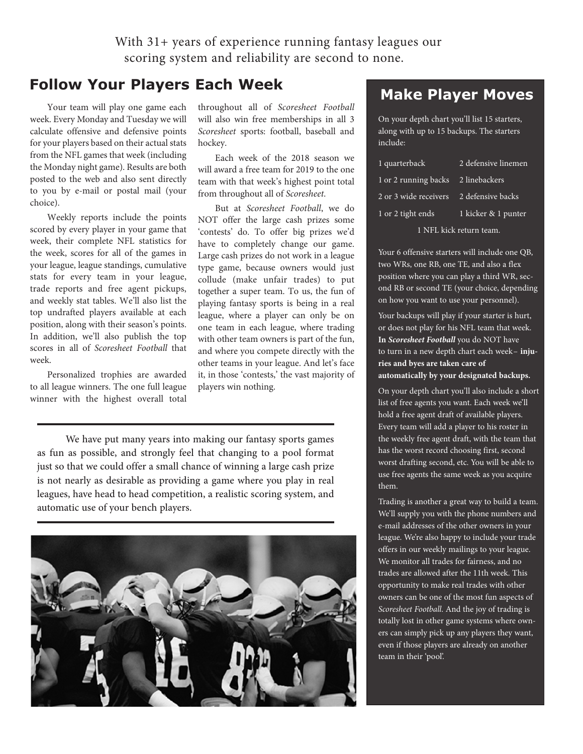With 31+ years of experience running fantasy leagues our scoring system and reliability are second to none.

## Follow Your Players Each Week

Your team will play one game each week. Every Monday and Tuesday we will calculate offensive and defensive points for your players based on their actual stats from the NFL games that week (including the Monday night game). Results are both posted to the web and also sent directly to you by e-mail or postal mail (your choice).

Weekly reports include the points scored by every player in your game that week, their complete NFL statistics for the week, scores for all of the games in your league, league standings, cumulative stats for every team in your league, trade reports and free agent pickups, and weekly stat tables. We'll also list the top undrafted players available at each position, along with their season's points. In addition, we'll also publish the top scores in all of *Scoresheet Football* that week.

Personalized trophies are awarded to all league winners. The one full league winner with the highest overall total throughout all of *Scoresheet Football* will also win free memberships in all 3 *Scoresheet* sports: football, baseball and hockey.

Each week of the 2018 season we will award a free team for 2019 to the one team with that week's highest point total from throughout all of *Scoresheet*.

But at *Scoresheet Football*, we do NOT offer the large cash prizes some 'contests' do. To offer big prizes we'd have to completely change our game. Large cash prizes do not work in a league type game, because owners would just collude (make unfair trades) to put together a super team. To us, the fun of playing fantasy sports is being in a real league, where a player can only be on one team in each league, where trading with other team owners is part of the fun, and where you compete directly with the other teams in your league. And let's face it, in those 'contests,' the vast majority of players win nothing.

---

We have put many years into making our fantasy sports games as fun as possible, and strongly feel that changing to a pool format just so that we could offer a small chance of winning a large cash prize is not nearly as desirable as providing a game where you play in real leagues, have head to head competition, a realistic scoring system, and automatic use of your bench players.

---

## Make Player Moves

On your depth chart you'll list 15 starters, along with up to 15 backups. The starters include:

| | |
|---|---|
| 1 quarterback | 2 defensive linemen |
| 1 or 2 running backs | 2 linebackers |
| 2 or 3 wide receivers | 2 defensive backs |
| 1 or 2 tight ends | 1 kicker & 1 punter |

1 NFL kick return team.

Your 6 offensive starters will include one QB, two WRs, one RB, one TE, and also a flex position where you can play a third WR, second RB or second TE (your choice, depending on how you want to use your personnel).

Your backups will play if your starter is hurt, or does not play for his NFL team that week. **In *Scoresheet Football*** you do NOT have to turn in a new depth chart each week– **injuries and byes are taken care of automatically by your designated backups.**

On your depth chart you'll also include a short list of free agents you want. Each week we'll hold a free agent draft of available players. Every team will add a player to his roster in the weekly free agent draft, with the team that has the worst record choosing first, second worst drafting second, etc. You will be able to use free agents the same week as you acquire them.

Trading is another a great way to build a team. We'll supply you with the phone numbers and e-mail addresses of the other owners in your league. We're also happy to include your trade offers in our weekly mailings to your league. We monitor all trades for fairness, and no trades are allowed after the 11th week. This opportunity to make real trades with other owners can be one of the most fun aspects of *Scoresheet Football*. And the joy of trading is totally lost in other game systems where owners can simply pick up any players they want, even if those players are already on another team in their 'pool'.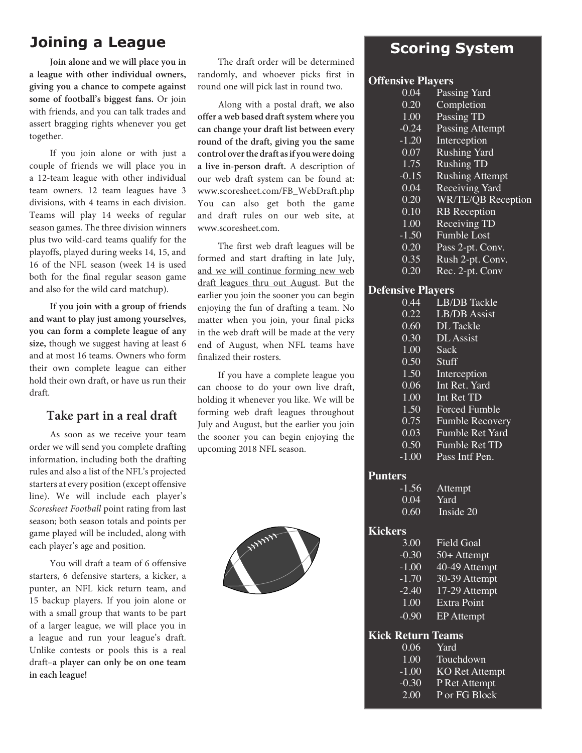## Joining a League

**Join alone and we will place you in a league with other individual owners, giving you a chance to compete against some of football's biggest fans.** Or join with friends, and you can talk trades and assert bragging rights whenever you get together.

If you join alone or with just a couple of friends we will place you in a 12-team league with other individual team owners. 12 team leagues have 3 divisions, with 4 teams in each division. Teams will play 14 weeks of regular season games. The three division winners plus two wild-card teams qualify for the playoffs, played during weeks 14, 15, and 16 of the NFL season (week 14 is used both for the final regular season game and also for the wild card matchup).

**If you join with a group of friends and want to play just among yourselves, you can form a complete league of any size,** though we suggest having at least 6 and at most 16 teams. Owners who form their own complete league can either hold their own draft, or have us run their draft.

### Take part in a real draft

As soon as we receive your team order we will send you complete drafting information, including both the drafting rules and also a list of the NFL's projected starters at every position (except offensive line). We will include each player's *Scoresheet Football* point rating from last season; both season totals and points per game played will be included, along with each player's age and position.

You will draft a team of 6 offensive starters, 6 defensive starters, a kicker, a punter, an NFL kick return team, and 15 backup players. If you join alone or with a small group that wants to be part of a larger league, we will place you in a league and run your league's draft. Unlike contests or pools this is a real draft–**a player can only be on one team in each league!**

The draft order will be determined randomly, and whoever picks first in round one will pick last in round two.

Along with a postal draft, **we also offer a web based draft system where you can change your draft list between every round of the draft, giving you the same control over the draft as if you were doing a live in-person draft.** A description of our web draft system can be found at: www.scoresheet.com/FB_WebDraft.php You can also get both the game and draft rules on our web site, at www.scoresheet.com.

The first web draft leagues will be formed and start drafting in late July, <u>and we will continue forming new web draft leagues thru out August</u>. But the earlier you join the sooner you can begin enjoying the fun of drafting a team. No matter when you join, your final picks in the web draft will be made at the very end of August, when NFL teams have finalized their rosters.

If you have a complete league you can choose to do your own live draft, holding it whenever you like. We will be forming web draft leagues throughout July and August, but the earlier you join the sooner you can begin enjoying the upcoming 2018 NFL season.

## Scoring System

**Offensive Players**

| | |
|---|---|
| 0.04 | Passing Yard |
| 0.20 | Completion |
| 1.00 | Passing TD |
| -0.24 | Passing Attempt |
| -1.20 | Interception |
| 0.07 | Rushing Yard |
| 1.75 | Rushing TD |
| -0.15 | Rushing Attempt |
| 0.04 | Receiving Yard |
| 0.20 | WR/TE/QB Reception |
| 0.10 | RB Reception |
| 1.00 | Receiving TD |
| -1.50 | Fumble Lost |
| 0.20 | Pass 2-pt. Conv. |
| 0.35 | Rush 2-pt. Conv. |
| 0.20 | Rec. 2-pt. Conv |

**Defensive Players**

| | |
|---|---|
| 0.44 | LB/DB Tackle |
| 0.22 | LB/DB Assist |
| 0.60 | DL Tackle |
| 0.30 | DL Assist |
| 1.00 | Sack |
| 0.50 | Stuff |
| 1.50 | Interception |
| 0.06 | Int Ret. Yard |
| 1.00 | Int Ret TD |
| 1.50 | Forced Fumble |
| 0.75 | Fumble Recovery |
| 0.03 | Fumble Ret Yard |
| 0.50 | Fumble Ret TD |
| -1.00 | Pass Intf Pen. |

**Punters**

| | |
|---|---|
| -1.56 | Attempt |
| 0.04 | Yard |
| 0.60 | Inside 20 |

**Kickers**

| | |
|---|---|
| 3.00 | Field Goal |
| -0.30 | 50+ Attempt |
| -1.00 | 40-49 Attempt |
| -1.70 | 30-39 Attempt |
| -2.40 | 17-29 Attempt |
| 1.00 | Extra Point |
| -0.90 | EP Attempt |

**Kick Return Teams**

| | |
|---|---|
| 0.06 | Yard |
| 1.00 | Touchdown |
| -1.00 | KO Ret Attempt |
| -0.30 | P Ret Attempt |
| 2.00 | P or FG Block |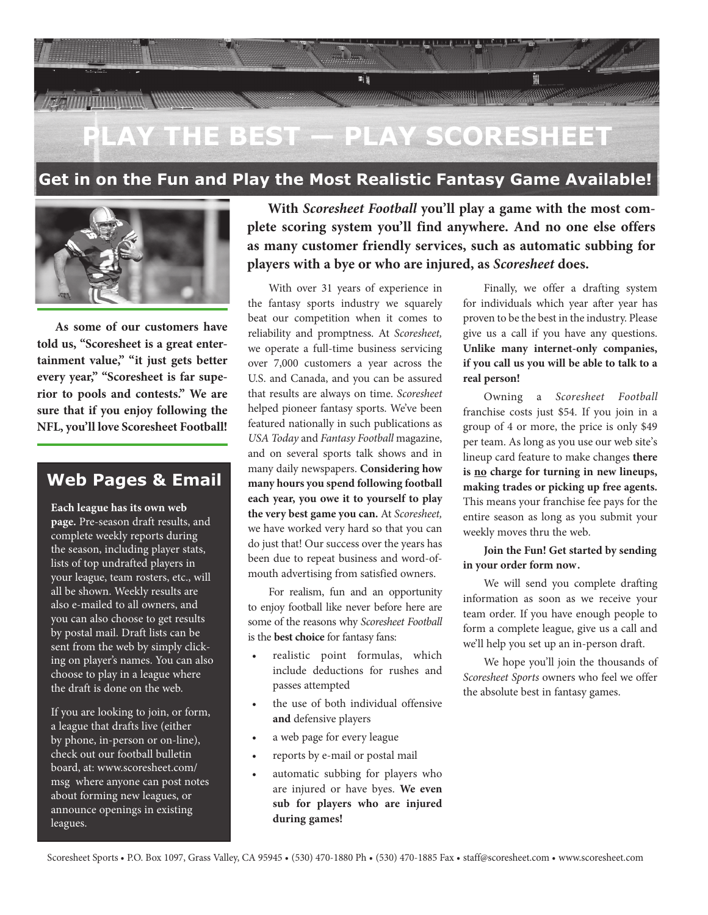# PLAY THE BEST — PLAY SCORESHEET

## Get in on the Fun and Play the Most Realistic Fantasy Game Available!

**As some of our customers have told us, "Scoresheet is a great entertainment value," "it just gets better every year," "Scoresheet is far superior to pools and contests." We are sure that if you enjoy following the NFL, you'll love Scoresheet Football!**

## Web Pages & Email

**Each league has its own web page.** Pre-season draft results, and complete weekly reports during the season, including player stats, lists of top undrafted players in your league, team rosters, etc., will all be shown. Weekly results are also e-mailed to all owners, and you can also choose to get results by postal mail. Draft lists can be sent from the web by simply clicking on player's names. You can also choose to play in a league where the draft is done on the web.

If you are looking to join, or form, a league that drafts live (either by phone, in-person or on-line), check out our football bulletin board, at: www.scoresheet.com/msg where anyone can post notes about forming new leagues, or announce openings in existing leagues.

**With *Scoresheet Football* you'll play a game with the most complete scoring system you'll find anywhere. And no one else offers as many customer friendly services, such as automatic subbing for players with a bye or who are injured, as *Scoresheet* does.**

With over 31 years of experience in the fantasy sports industry we squarely beat our competition when it comes to reliability and promptness. At *Scoresheet,* we operate a full-time business servicing over 7,000 customers a year across the U.S. and Canada, and you can be assured that results are always on time. *Scoresheet* helped pioneer fantasy sports. We've been featured nationally in such publications as *USA Today* and *Fantasy Football* magazine, and on several sports talk shows and in many daily newspapers. **Considering how many hours you spend following football each year, you owe it to yourself to play the very best game you can.** At *Scoresheet,* we have worked very hard so that you can do just that! Our success over the years has been due to repeat business and word-of-mouth advertising from satisfied owners.

For realism, fun and an opportunity to enjoy football like never before here are some of the reasons why *Scoresheet Football* is the **best choice** for fantasy fans:

- realistic point formulas, which include deductions for rushes and passes attempted
- the use of both individual offensive **and** defensive players
- a web page for every league
- reports by e-mail or postal mail
- automatic subbing for players who are injured or have byes. **We even sub for players who are injured during games!**

Finally, we offer a drafting system for individuals which year after year has proven to be the best in the industry. Please give us a call if you have any questions. **Unlike many internet-only companies, if you call us you will be able to talk to a real person!**

Owning a *Scoresheet Football* franchise costs just $54. If you join in a group of 4 or more, the price is only $49 per team. As long as you use our web site's lineup card feature to make changes **there is <u>no</u> charge for turning in new lineups, making trades or picking up free agents.** This means your franchise fee pays for the entire season as long as you submit your weekly moves thru the web.

**Join the Fun! Get started by sending in your order form now.**

We will send you complete drafting information as soon as we receive your team order. If you have enough people to form a complete league, give us a call and we'll help you set up an in-person draft.

We hope you'll join the thousands of *Scoresheet Sports* owners who feel we offer the absolute best in fantasy games.

Scoresheet Sports • P.O. Box 1097, Grass Valley, CA 95945 • (530) 470-1880 Ph • (530) 470-1885 Fax • staff@scoresheet.com • www.scoresheet.com